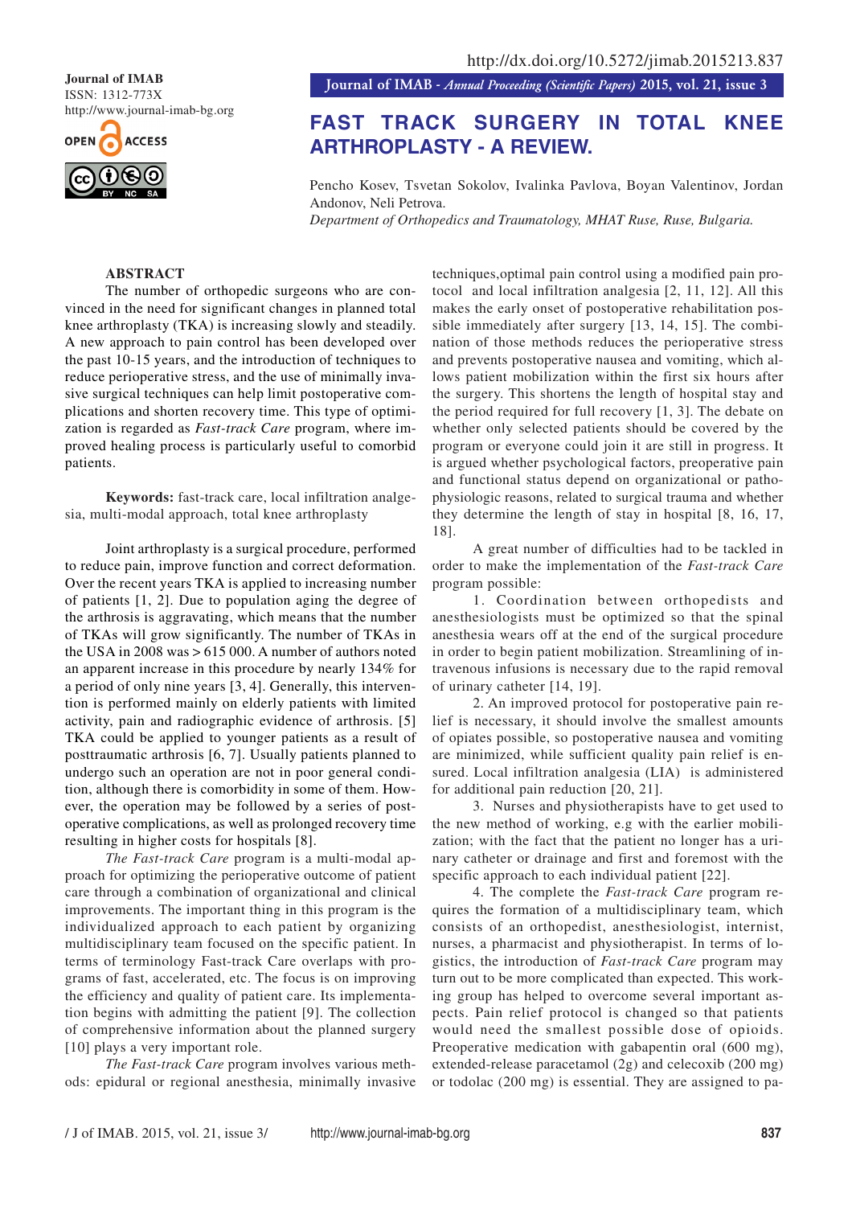# FAST TRACK SURGERY IN TOTAL KNEE ARTHROPLASTY - A REVIEW.

Pencho Kosev, Tsvetan Sokolov, Ivalinka Pavlova, Boyan Valentinov, Jordan Andonov, Neli Petrova.

*Department of Orthopedics and Traumatology, MHAT Ruse, Ruse, Bulgaria.*

## ABSTRACT

The number of orthopedic surgeons who are convinced in the need for significant changes in planned total knee arthroplasty (TKA) is increasing slowly and steadily. A new approach to pain control has been developed over the past 10-15 years, and the introduction of techniques to reduce perioperative stress, and the use of minimally invasive surgical techniques can help limit postoperative complications and shorten recovery time. This type of optimization is regarded as *Fast-track Care* program, where improved healing process is particularly useful to comorbid patients.

**Keywords:** fast-track care, local infiltration analgesia, multi-modal approach, total knee arthroplasty

Joint arthroplasty is a surgical procedure, performed to reduce pain, improve function and correct deformation. Over the recent years TKA is applied to increasing number of patients [1, 2]. Due to population aging the degree of the arthrosis is aggravating, which means that the number of TKAs will grow significantly. The number of TKAs in the USA in 2008 was > 615 000. A number of authors noted an apparent increase in this procedure by nearly 134% for a period of only nine years [3, 4]. Generally, this intervention is performed mainly on elderly patients with limited activity, pain and radiographic evidence of arthrosis. [5] TKA could be applied to younger patients as a result of posttraumatic arthrosis [6, 7]. Usually patients planned to undergo such an operation are not in poor general condition, although there is comorbidity in some of them. However, the operation may be followed by a series of postoperative complications, as well as prolonged recovery time resulting in higher costs for hospitals [8].

*The Fast-track Care* program is a multi-modal approach for optimizing the perioperative outcome of patient care through a combination of organizational and clinical improvements. The important thing in this program is the individualized approach to each patient by organizing multidisciplinary team focused on the specific patient. In terms of terminology Fast-track Care overlaps with programs of fast, accelerated, etc. The focus is on improving the efficiency and quality of patient care. Its implementation begins with admitting the patient [9]. The collection of comprehensive information about the planned surgery [10] plays a very important role.

*The Fast-track Care* program involves various methods: epidural or regional anesthesia, minimally invasive techniques,optimal pain control using a modified pain protocol and local infiltration analgesia [2, 11, 12]. All this makes the early onset of postoperative rehabilitation possible immediately after surgery [13, 14, 15]. The combination of those methods reduces the perioperative stress and prevents postoperative nausea and vomiting, which allows patient mobilization within the first six hours after the surgery. This shortens the length of hospital stay and the period required for full recovery [1, 3]. The debate on whether only selected patients should be covered by the program or everyone could join it are still in progress. It is argued whether psychological factors, preoperative pain and functional status depend on organizational or pathophysiologic reasons, related to surgical trauma and whether they determine the length of stay in hospital [8, 16, 17, 18].

A great number of difficulties had to be tackled in order to make the implementation of the *Fast-track Care* program possible:

1. Coordination between orthopedists and anesthesiologists must be optimized so that the spinal anesthesia wears off at the end of the surgical procedure in order to begin patient mobilization. Streamlining of intravenous infusions is necessary due to the rapid removal of urinary catheter [14, 19].

2. An improved protocol for postoperative pain relief is necessary, it should involve the smallest amounts of opiates possible, so postoperative nausea and vomiting are minimized, while sufficient quality pain relief is ensured. Local infiltration analgesia (LIA) is administered for additional pain reduction [20, 21].

3. Nurses and physiotherapists have to get used to the new method of working, e.g with the earlier mobilization; with the fact that the patient no longer has a urinary catheter or drainage and first and foremost with the specific approach to each individual patient [22].

4. The complete the *Fast-track Care* program requires the formation of a multidisciplinary team, which consists of an orthopedist, anesthesiologist, internist, nurses, a pharmacist and physiotherapist. In terms of logistics, the introduction of *Fast-track Care* program may turn out to be more complicated than expected. This working group has helped to overcome several important aspects. Pain relief protocol is changed so that patients would need the smallest possible dose of opioids. Preoperative medication with gabapentin oral (600 mg), extended-release paracetamol (2g) and celecoxib (200 mg) or todolac (200 mg) is essential. They are assigned to pa-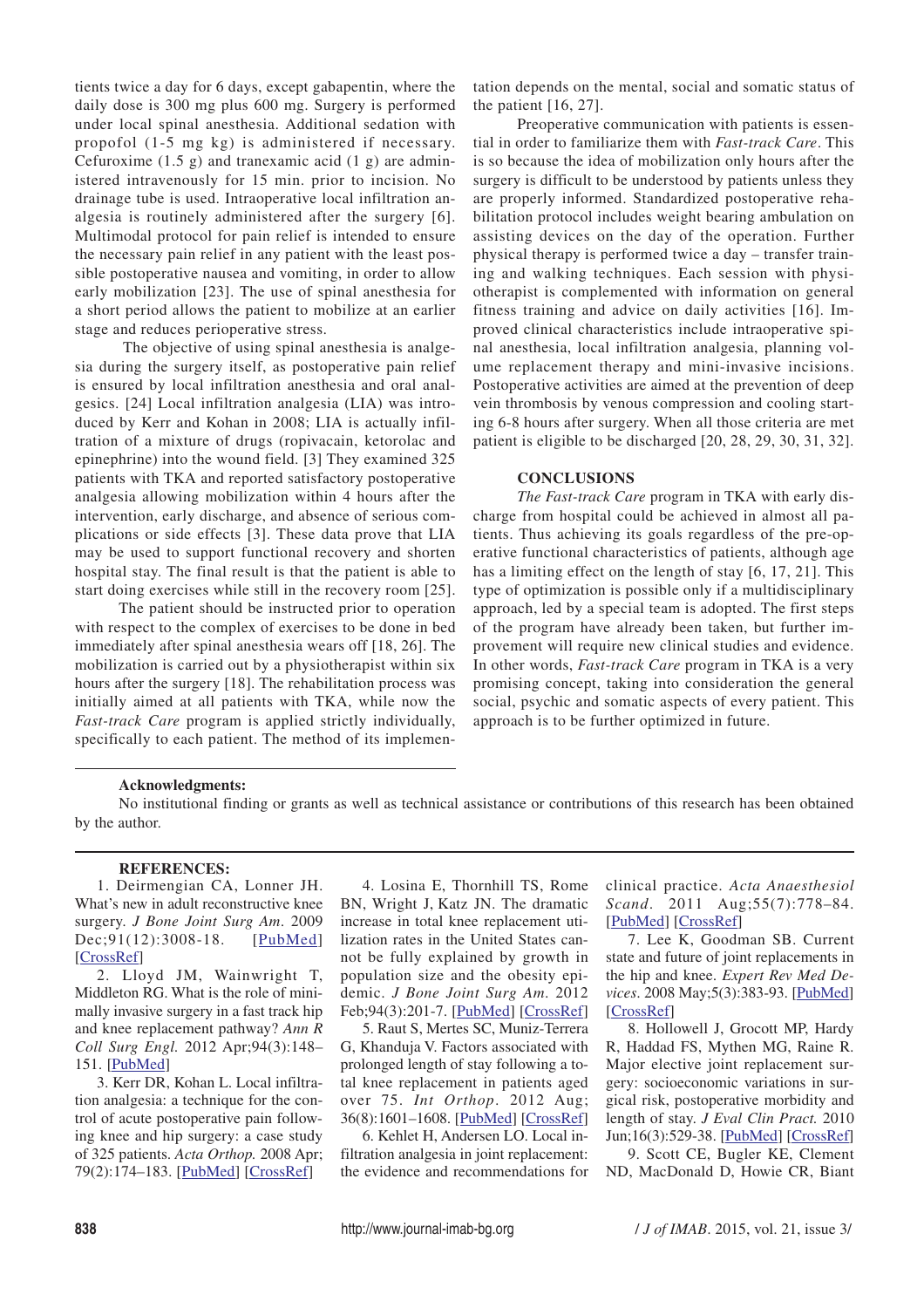tients twice a day for 6 days, except gabapentin, where the daily dose is 300 mg plus 600 mg. Surgery is performed under local spinal anesthesia. Additional sedation with propofol (1-5 mg kg) is administered if necessary. Cefuroxime (1.5 g) and tranexamic acid (1 g) are administered intravenously for 15 min. prior to incision. No drainage tube is used. Intraoperative local infiltration analgesia is routinely administered after the surgery [6]. Multimodal protocol for pain relief is intended to ensure the necessary pain relief in any patient with the least possible postoperative nausea and vomiting, in order to allow early mobilization [23]. The use of spinal anesthesia for a short period allows the patient to mobilize at an earlier stage and reduces perioperative stress.

The objective of using spinal anesthesia is analgesia during the surgery itself, as postoperative pain relief is ensured by local infiltration anesthesia and oral analgesics. [24] Local infiltration analgesia (LIA) was introduced by Kerr and Kohan in 2008; LIA is actually infiltration of a mixture of drugs (ropivacain, ketorolac and epinephrine) into the wound field. [3] They examined 325 patients with TKA and reported satisfactory postoperative analgesia allowing mobilization within 4 hours after the intervention, early discharge, and absence of serious complications or side effects [3]. These data prove that LIA may be used to support functional recovery and shorten hospital stay. The final result is that the patient is able to start doing exercises while still in the recovery room [25].

The patient should be instructed prior to operation with respect to the complex of exercises to be done in bed immediately after spinal anesthesia wears off [18, 26]. The mobilization is carried out by a physiotherapist within six hours after the surgery [18]. The rehabilitation process was initially aimed at all patients with TKA, while now the *Fast-track Care* program is applied strictly individually, specifically to each patient. The method of its implementation depends on the mental, social and somatic status of the patient [16, 27].

Preoperative communication with patients is essential in order to familiarize them with *Fast-track Care*. This is so because the idea of mobilization only hours after the surgery is difficult to be understood by patients unless they are properly informed. Standardized postoperative rehabilitation protocol includes weight bearing ambulation on assisting devices on the day of the operation. Further physical therapy is performed twice a day – transfer training and walking techniques. Each session with physiotherapist is complemented with information on general fitness training and advice on daily activities [16]. Improved clinical characteristics include intraoperative spinal anesthesia, local infiltration analgesia, planning volume replacement therapy and mini-invasive incisions. Postoperative activities are aimed at the prevention of deep vein thrombosis by venous compression and cooling starting 6-8 hours after surgery. When all those criteria are met patient is eligible to be discharged [20, 28, 29, 30, 31, 32].

## CONCLUSIONS

*The Fast-track Care* program in TKA with early discharge from hospital could be achieved in almost all patients. Thus achieving its goals regardless of the pre-operative functional characteristics of patients, although age has a limiting effect on the length of stay [6, 17, 21]. This type of optimization is possible only if a multidisciplinary approach, led by a special team is adopted. The first steps of the program have already been taken, but further improvement will require new clinical studies and evidence. In other words, *Fast-track Care* program in TKA is a very promising concept, taking into consideration the general social, psychic and somatic aspects of every patient. This approach is to be further optimized in future.

**Acknowledgments:**

No institutional finding or grants as well as technical assistance or contributions of this research has been obtained by the author.

## REFERENCES:

1. Deirmengian CA, Lonner JH. What's new in adult reconstructive knee surgery. *J Bone Joint Surg Am.* 2009 Dec;91(12):3008-18. [PubMed] [CrossRef]

2. Lloyd JM, Wainwright T, Middleton RG. What is the role of minimally invasive surgery in a fast track hip and knee replacement pathway? *Ann R Coll Surg Engl.* 2012 Apr;94(3):148–151. [PubMed]

3. Kerr DR, Kohan L. Local infiltration analgesia: a technique for the control of acute postoperative pain following knee and hip surgery: a case study of 325 patients. *Acta Orthop.* 2008 Apr; 79(2):174–183. [PubMed] [CrossRef]

4. Losina E, Thornhill TS, Rome BN, Wright J, Katz JN. The dramatic increase in total knee replacement utilization rates in the United States cannot be fully explained by growth in population size and the obesity epidemic. *J Bone Joint Surg Am.* 2012 Feb;94(3):201-7. [PubMed] [CrossRef]

5. Raut S, Mertes SC, Muniz-Terrera G, Khanduja V. Factors associated with prolonged length of stay following a total knee replacement in patients aged over 75. *Int Orthop.* 2012 Aug; 36(8):1601–1608. [PubMed] [CrossRef]

6. Kehlet H, Andersen LO. Local infiltration analgesia in joint replacement: the evidence and recommendations for clinical practice. *Acta Anaesthesiol Scand.* 2011 Aug;55(7):778–84. [PubMed] [CrossRef]

7. Lee K, Goodman SB. Current state and future of joint replacements in the hip and knee. *Expert Rev Med Devices.* 2008 May;5(3):383-93. [PubMed] [CrossRef]

8. Hollowell J, Grocott MP, Hardy R, Haddad FS, Mythen MG, Raine R. Major elective joint replacement surgery: socioeconomic variations in surgical risk, postoperative morbidity and length of stay. *J Eval Clin Pract.* 2010 Jun;16(3):529-38. [PubMed] [CrossRef]

9. Scott CE, Bugler KE, Clement ND, MacDonald D, Howie CR, Biant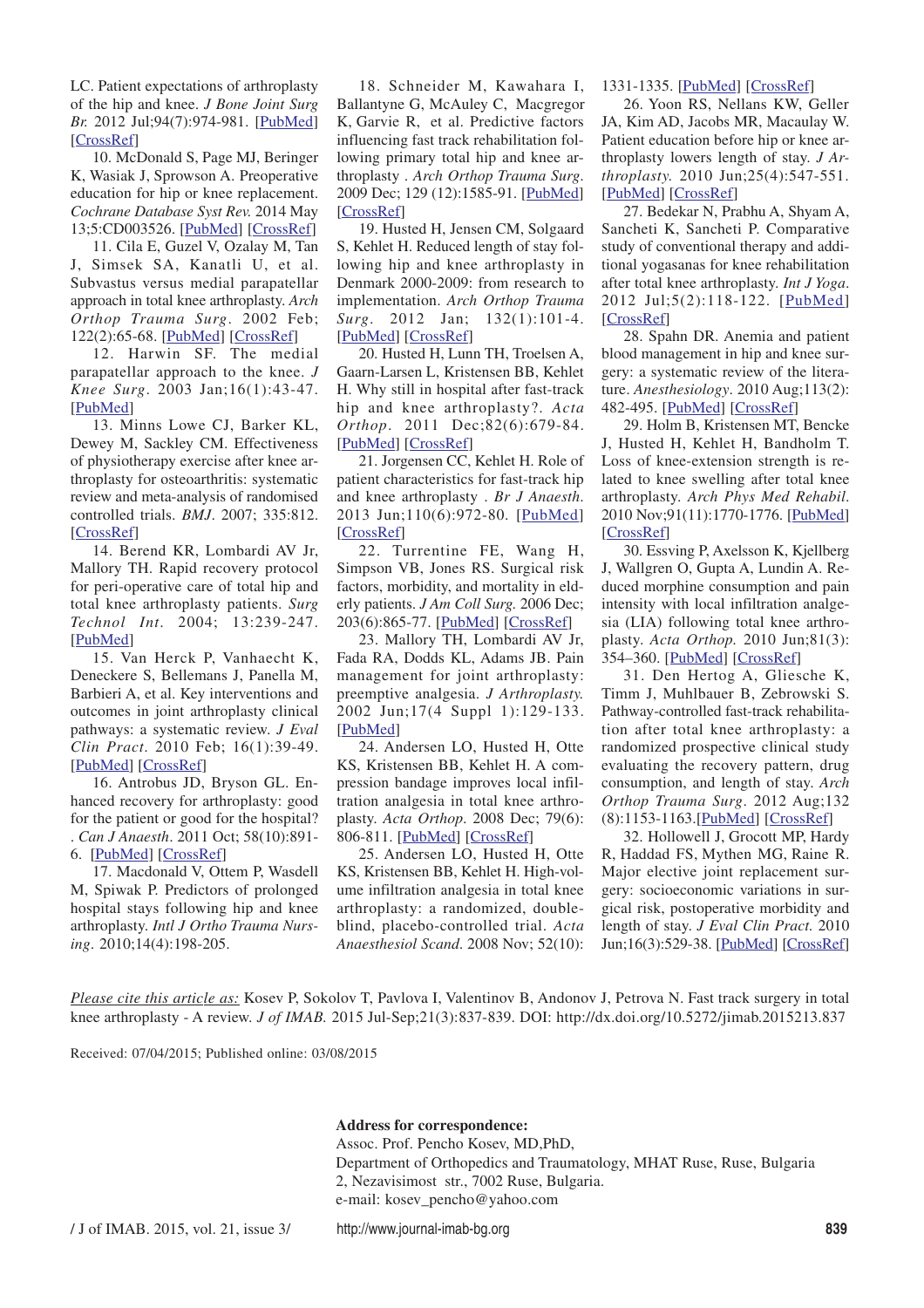LC. Patient expectations of arthroplasty of the hip and knee. *J Bone Joint Surg Br.* 2012 Jul;94(7):974-981. [PubMed] [CrossRef]

10. McDonald S, Page MJ, Beringer K, Wasiak J, Sprowson A. Preoperative education for hip or knee replacement. *Cochrane Database Syst Rev.* 2014 May 13;5:CD003526. [PubMed] [CrossRef]

11. Cila E, Guzel V, Ozalay M, Tan J, Simsek SA, Kanatli U, et al. Subvastus versus medial parapatellar approach in total knee arthroplasty. *Arch Orthop Trauma Surg.* 2002 Feb; 122(2):65-68. [PubMed] [CrossRef]

12. Harwin SF. The medial parapatellar approach to the knee. *J Knee Surg.* 2003 Jan;16(1):43-47. [PubMed]

13. Minns Lowe CJ, Barker KL, Dewey M, Sackley CM. Effectiveness of physiotherapy exercise after knee arthroplasty for osteoarthritis: systematic review and meta-analysis of randomised controlled trials. *BMJ.* 2007; 335:812. [CrossRef]

14. Berend KR, Lombardi AV Jr, Mallory TH. Rapid recovery protocol for peri-operative care of total hip and total knee arthroplasty patients. *Surg Technol Int.* 2004; 13:239-247. [PubMed]

15. Van Herck P, Vanhaecht K, Deneckere S, Bellemans J, Panella M, Barbieri A, et al. Key interventions and outcomes in joint arthroplasty clinical pathways: a systematic review. *J Eval Clin Pract.* 2010 Feb; 16(1):39-49. [PubMed] [CrossRef]

16. Antrobus JD, Bryson GL. Enhanced recovery for arthroplasty: good for the patient or good for the hospital? . *Can J Anaesth.* 2011 Oct; 58(10):891-6. [PubMed] [CrossRef]

17. Macdonald V, Ottem P, Wasdell M, Spiwak P. Predictors of prolonged hospital stays following hip and knee arthroplasty. *Intl J Ortho Trauma Nursing.* 2010;14(4):198-205.

18. Schneider M, Kawahara I, Ballantyne G, McAuley C, Macgregor K, Garvie R, et al. Predictive factors influencing fast track rehabilitation following primary total hip and knee arthroplasty . *Arch Orthop Trauma Surg.* 2009 Dec; 129 (12):1585-91. [PubMed] [CrossRef]

19. Husted H, Jensen CM, Solgaard S, Kehlet H. Reduced length of stay following hip and knee arthroplasty in Denmark 2000-2009: from research to implementation. *Arch Orthop Trauma Surg.* 2012 Jan; 132(1):101-4. [PubMed] [CrossRef]

20. Husted H, Lunn TH, Troelsen A, Gaarn-Larsen L, Kristensen BB, Kehlet H. Why still in hospital after fast-track hip and knee arthroplasty?. *Acta Orthop.* 2011 Dec;82(6):679-84. [PubMed] [CrossRef]

21. Jorgensen CC, Kehlet H. Role of patient characteristics for fast-track hip and knee arthroplasty . *Br J Anaesth.* 2013 Jun;110(6):972-80. [PubMed] [CrossRef]

22. Turrentine FE, Wang H, Simpson VB, Jones RS. Surgical risk factors, morbidity, and mortality in elderly patients. *J Am Coll Surg.* 2006 Dec; 203(6):865-77. [PubMed] [CrossRef]

23. Mallory TH, Lombardi AV Jr, Fada RA, Dodds KL, Adams JB. Pain management for joint arthroplasty: preemptive analgesia. *J Arthroplasty.* 2002 Jun;17(4 Suppl 1):129-133. [PubMed]

24. Andersen LO, Husted H, Otte KS, Kristensen BB, Kehlet H. A compression bandage improves local infiltration analgesia in total knee arthroplasty. *Acta Orthop.* 2008 Dec; 79(6): 806-811. [PubMed] [CrossRef]

25. Andersen LO, Husted H, Otte KS, Kristensen BB, Kehlet H. High-volume infiltration analgesia in total knee arthroplasty: a randomized, double-blind, placebo-controlled trial. *Acta Anaesthesiol Scand.* 2008 Nov; 52(10): 1331-1335. [PubMed] [CrossRef]

26. Yoon RS, Nellans KW, Geller JA, Kim AD, Jacobs MR, Macaulay W. Patient education before hip or knee arthroplasty lowers length of stay. *J Arthroplasty.* 2010 Jun;25(4):547-551. [PubMed] [CrossRef]

27. Bedekar N, Prabhu A, Shyam A, Sancheti K, Sancheti P. Comparative study of conventional therapy and additional yogasanas for knee rehabilitation after total knee arthroplasty. *Int J Yoga.* 2012 Jul;5(2):118-122. [PubMed] [CrossRef]

28. Spahn DR. Anemia and patient blood management in hip and knee surgery: a systematic review of the literature. *Anesthesiology.* 2010 Aug;113(2): 482-495. [PubMed] [CrossRef]

29. Holm B, Kristensen MT, Bencke J, Husted H, Kehlet H, Bandholm T. Loss of knee-extension strength is related to knee swelling after total knee arthroplasty. *Arch Phys Med Rehabil.* 2010 Nov;91(11):1770-1776. [PubMed] [CrossRef]

30. Essving P, Axelsson K, Kjellberg J, Wallgren O, Gupta A, Lundin A. Reduced morphine consumption and pain intensity with local infiltration analgesia (LIA) following total knee arthroplasty. *Acta Orthop.* 2010 Jun;81(3): 354–360. [PubMed] [CrossRef]

31. Den Hertog A, Gliesche K, Timm J, Muhlbauer B, Zebrowski S. Pathway-controlled fast-track rehabilitation after total knee arthroplasty: a randomized prospective clinical study evaluating the recovery pattern, drug consumption, and length of stay. *Arch Orthop Trauma Surg.* 2012 Aug;132 (8):1153-1163.[PubMed] [CrossRef]

32. Hollowell J, Grocott MP, Hardy R, Haddad FS, Mythen MG, Raine R. Major elective joint replacement surgery: socioeconomic variations in surgical risk, postoperative morbidity and length of stay. *J Eval Clin Pract.* 2010 Jun;16(3):529-38. [PubMed] [CrossRef]

*Please cite this article as:* Kosev P, Sokolov T, Pavlova I, Valentinov B, Andonov J, Petrova N. Fast track surgery in total knee arthroplasty - A review. *J of IMAB.* 2015 Jul-Sep;21(3):837-839. DOI: http://dx.doi.org/10.5272/jimab.2015213.837

Received: 07/04/2015; Published online: 03/08/2015

**Address for correspondence:**
Assoc. Prof. Pencho Kosev, MD,PhD,
Department of Orthopedics and Traumatology, MHAT Ruse, Ruse, Bulgaria
2, Nezavisimost str., 7002 Ruse, Bulgaria.
e-mail: kosev_pencho@yahoo.com